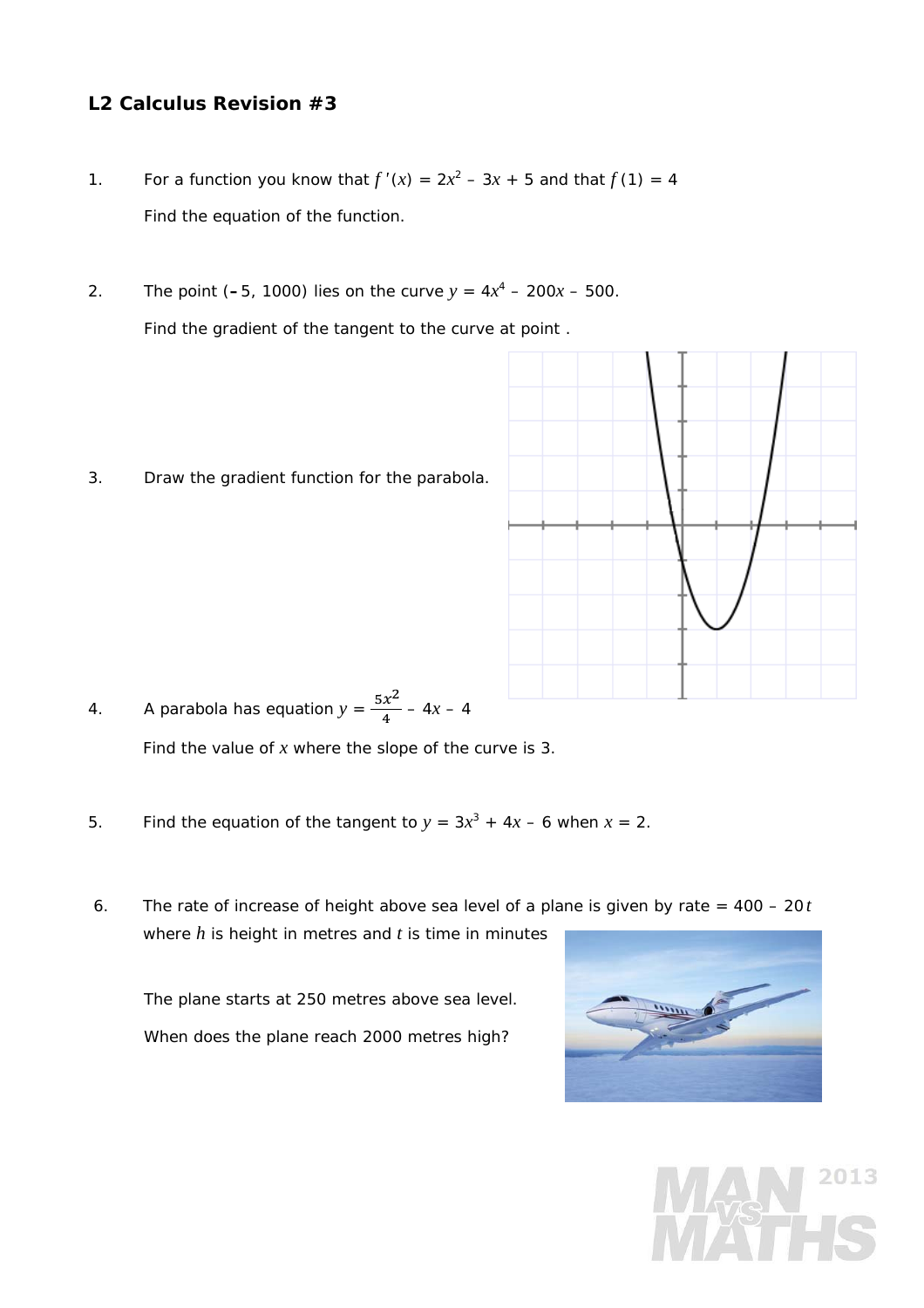## L2 Calculus Revision #3

1. For a function you know that $f'(x) = 2x^2 - 3x + 5$ and that $f(1) = 4$

   Find the equation of the function.

2. The point (–5, 1000) lies on the curve $y = 4x^4 - 200x - 500$.

   Find the gradient of the tangent to the curve at point .

3. Draw the gradient function for the parabola.

4. A parabola has equation $y = \frac{5x^2}{4} - 4x - 4$

   Find the value of $x$ where the slope of the curve is 3.

5. Find the equation of the tangent to $y = 3x^3 + 4x - 6$ when $x = 2$.

6. The rate of increase of height above sea level of a plane is given by rate = $400 - 20t$ where $h$ is height in metres and $t$ is time in minutes

   The plane starts at 250 metres above sea level.

   When does the plane reach 2000 metres high?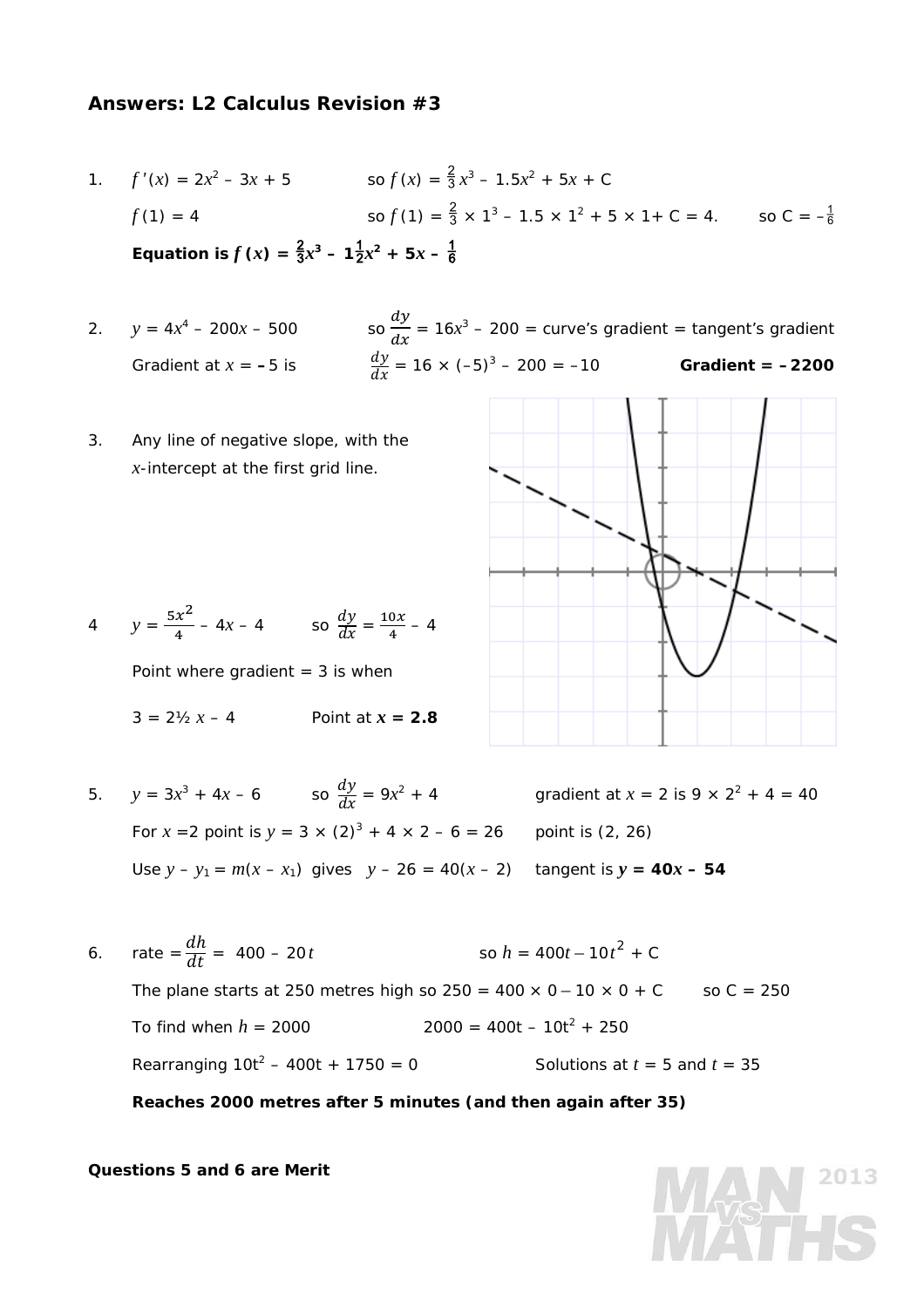### Answers: L2 Calculus Revision #3

1. $f'(x) = 2x^2 - 3x + 5$ so $f(x) = \frac{2}{3}x^3 - 1.5x^2 + 5x + C$

   $f(1) = 4$ so $f(1) = \frac{2}{3} \times 1^3 - 1.5 \times 1^2 + 5 \times 1 + C = 4$. so $C = -\frac{1}{6}$

   **Equation is $f(x) = \frac{2}{3}x^3 - 1\frac{1}{2}x^2 + 5x - \frac{1}{6}$**

2. $y = 4x^4 - 200x - 500$ so $\frac{dy}{dx} = 16x^3 - 200$ = curve's gradient = tangent's gradient

   Gradient at $x = -5$ is $\frac{dy}{dx} = 16 \times (-5)^3 - 200 = -10$ **Gradient = –2200**

3. Any line of negative slope, with the $x$-intercept at the first grid line.

4 $y = \frac{5x^2}{4} - 4x - 4$ so $\frac{dy}{dx} = \frac{10x}{4} - 4$

   Point where gradient = 3 is when

   $3 = 2\frac{1}{2}x - 4$ Point at $\boldsymbol{x = 2.8}$

5. $y = 3x^3 + 4x - 6$ so $\frac{dy}{dx} = 9x^2 + 4$ gradient at $x = 2$ is $9 \times 2^2 + 4 = 40$

   For $x = 2$ point is $y = 3 \times (2)^3 + 4 \times 2 - 6 = 26$ point is (2, 26)

   Use $y - y_1 = m(x - x_1)$ gives $y - 26 = 40(x - 2)$ tangent is $\boldsymbol{y = 40x - 54}$

6. rate $= \frac{dh}{dt} = 400 - 20t$ so $h = 400t - 10t^2 + C$

   The plane starts at 250 metres high so $250 = 400 \times 0 - 10 \times 0 + C$ so $C = 250$

   To find when $h = 2000$ $2000 = 400t - 10t^2 + 250$

   Rearranging $10t^2 - 400t + 1750 = 0$ Solutions at $t = 5$ and $t = 35$

   **Reaches 2000 metres after 5 minutes (and then again after 35)**

**Questions 5 and 6 are Merit**